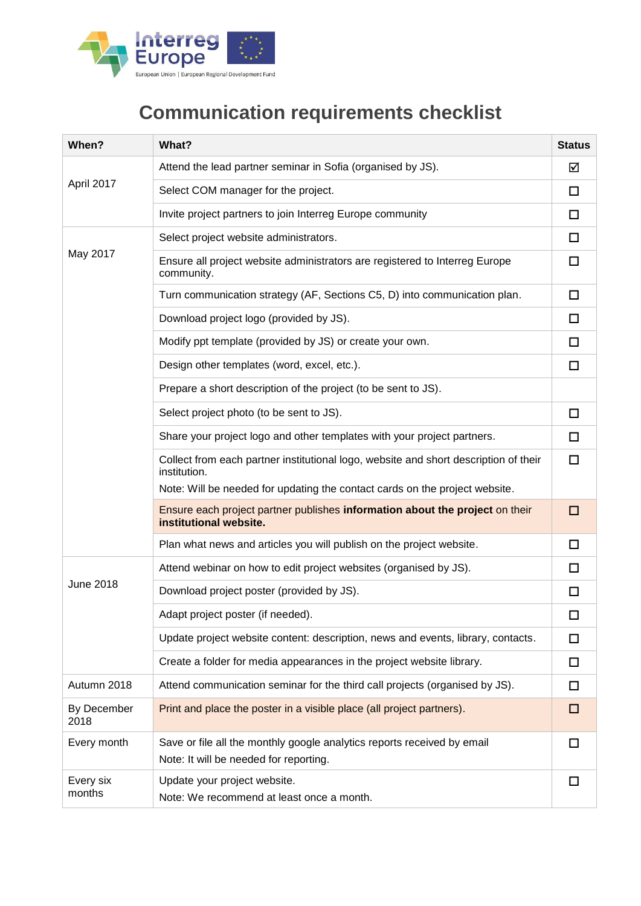# Communication requirements checklist

| When? | What? | Status |
|---|---|---|
| April 2017 | Attend the lead partner seminar in Sofia (organised by JS). | ☑ |
| | Select COM manager for the project. | ☐ |
| | Invite project partners to join Interreg Europe community | ☐ |
| May 2017 | Select project website administrators. | ☐ |
| | Ensure all project website administrators are registered to Interreg Europe community. | ☐ |
| | Turn communication strategy (AF, Sections C5, D) into communication plan. | ☐ |
| | Download project logo (provided by JS). | ☐ |
| | Modify ppt template (provided by JS) or create your own. | ☐ |
| | Design other templates (word, excel, etc.). | ☐ |
| | Prepare a short description of the project (to be sent to JS). | |
| | Select project photo (to be sent to JS). | ☐ |
| | Share your project logo and other templates with your project partners. | ☐ |
| | Collect from each partner institutional logo, website and short description of their institution.<br>Note: Will be needed for updating the contact cards on the project website. | ☐ |
| | Ensure each project partner publishes **information about the project** on their **institutional website.** | ☐ |
| | Plan what news and articles you will publish on the project website. | ☐ |
| June 2018 | Attend webinar on how to edit project websites (organised by JS). | ☐ |
| | Download project poster (provided by JS). | ☐ |
| | Adapt project poster (if needed). | ☐ |
| | Update project website content: description, news and events, library, contacts. | ☐ |
| | Create a folder for media appearances in the project website library. | ☐ |
| Autumn 2018 | Attend communication seminar for the third call projects (organised by JS). | ☐ |
| By December 2018 | Print and place the poster in a visible place (all project partners). | ☐ |
| Every month | Save or file all the monthly google analytics reports received by email<br>Note: It will be needed for reporting. | ☐ |
| Every six months | Update your project website.<br>Note: We recommend at least once a month. | ☐ |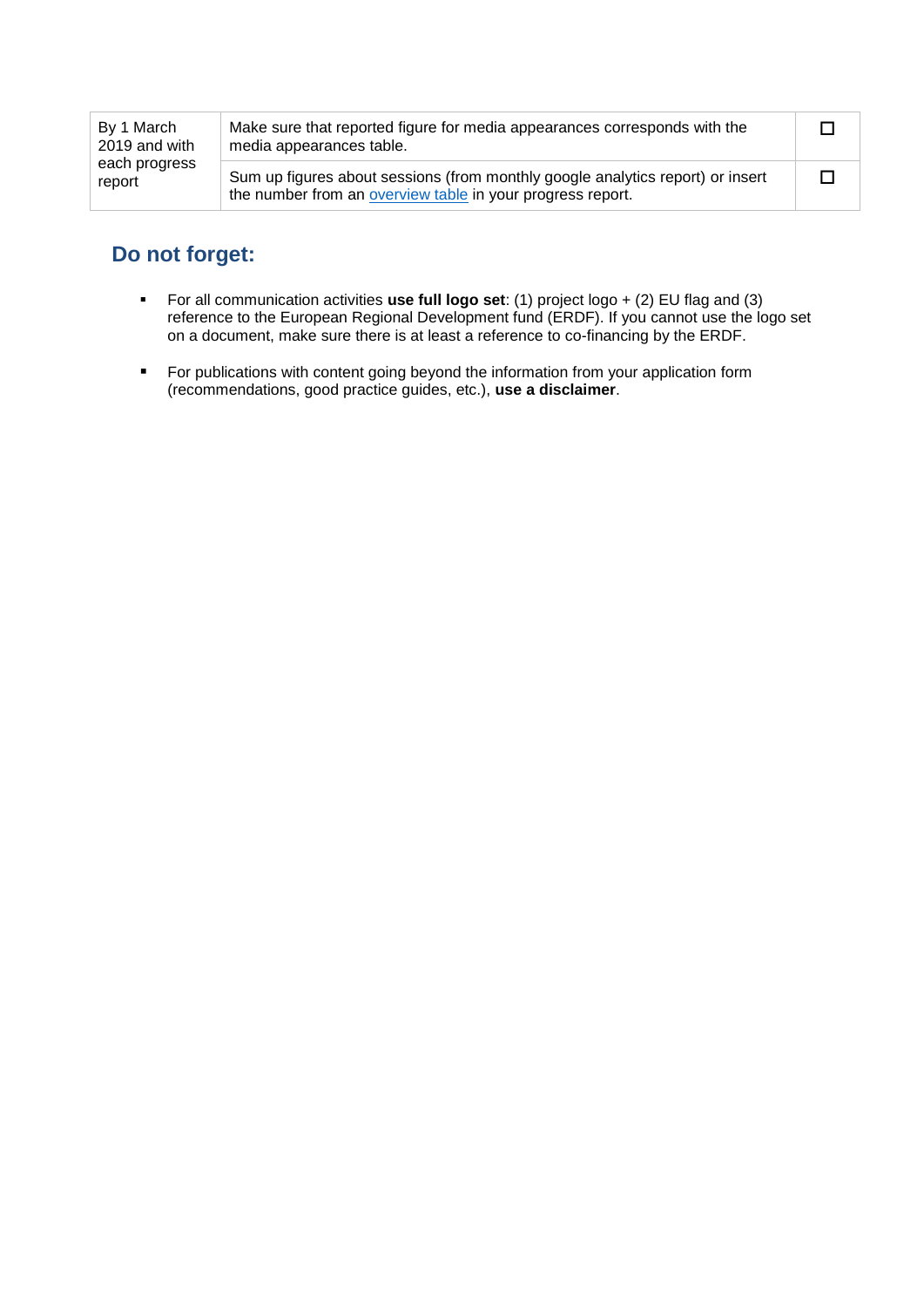| | | |
|---|---|---|
| By 1 March 2019 and with each progress report | Make sure that reported figure for media appearances corresponds with the media appearances table. | ☐ |
| | Sum up figures about sessions (from monthly google analytics report) or insert the number from an overview table in your progress report. | ☐ |

## Do not forget:

- For all communication activities **use full logo set**: (1) project logo + (2) EU flag and (3) reference to the European Regional Development fund (ERDF). If you cannot use the logo set on a document, make sure there is at least a reference to co-financing by the ERDF.

- For publications with content going beyond the information from your application form (recommendations, good practice guides, etc.), **use a disclaimer**.